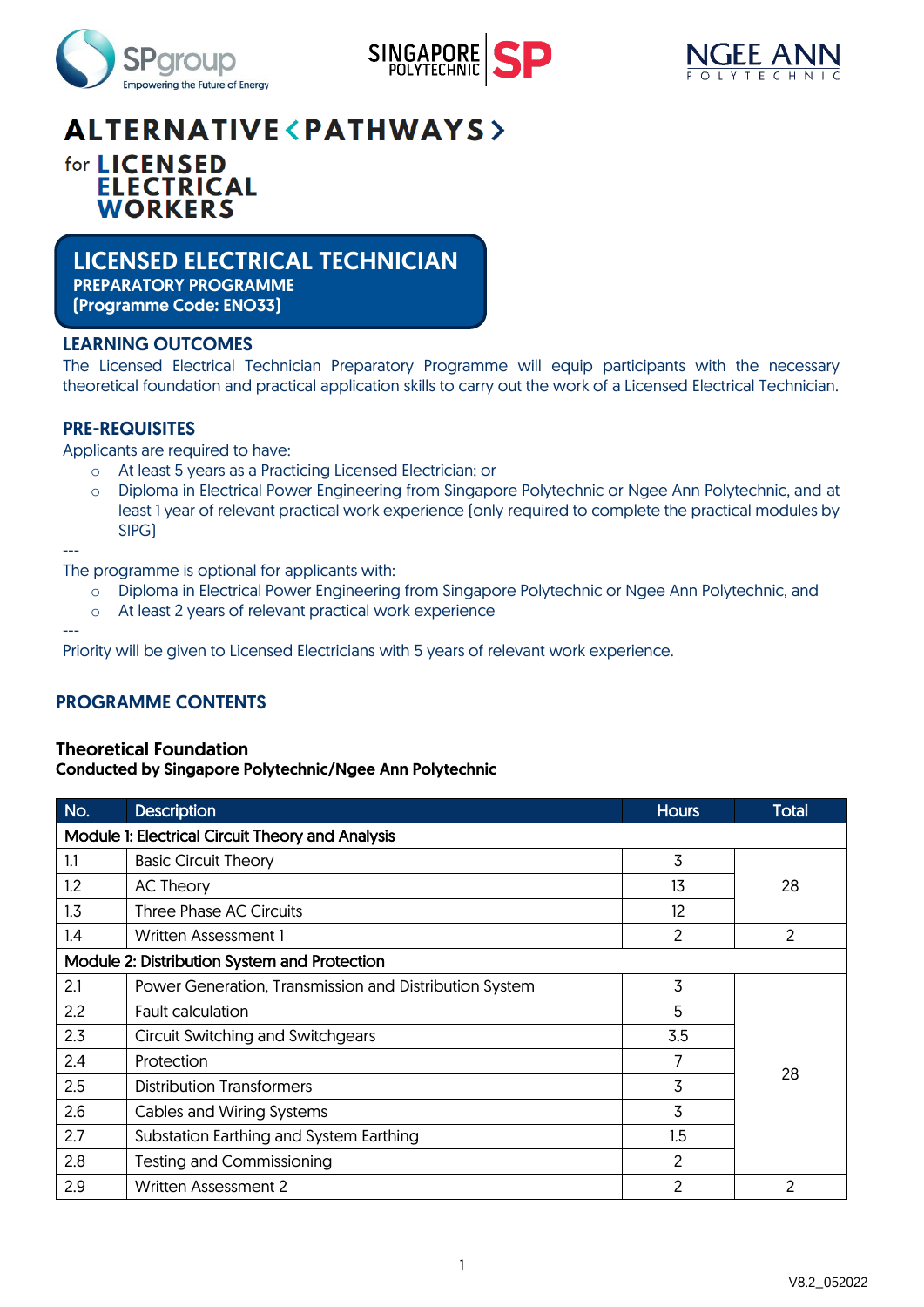# ALTERNATIVE < PATHWAYS >

for **LICENSED ELECTRICAL WORKERS**

## LICENSED ELECTRICAL TECHNICIAN

**PREPARATORY PROGRAMME**
**(Programme Code: ENO33)**

### LEARNING OUTCOMES

The Licensed Electrical Technician Preparatory Programme will equip participants with the necessary theoretical foundation and practical application skills to carry out the work of a Licensed Electrical Technician.

### PRE-REQUISITES

Applicants are required to have:

- At least 5 years as a Practicing Licensed Electrician; or
- Diploma in Electrical Power Engineering from Singapore Polytechnic or Ngee Ann Polytechnic, and at least 1 year of relevant practical work experience (only required to complete the practical modules by SIPG)

---

The programme is optional for applicants with:

- Diploma in Electrical Power Engineering from Singapore Polytechnic or Ngee Ann Polytechnic, and
- At least 2 years of relevant practical work experience

---

Priority will be given to Licensed Electricians with 5 years of relevant work experience.

### PROGRAMME CONTENTS

**Theoretical Foundation**
**Conducted by Singapore Polytechnic/Ngee Ann Polytechnic**

| No. | Description | Hours | Total |
|---|---|---|---|
| **Module 1: Electrical Circuit Theory and Analysis** | | | |
| 1.1 | Basic Circuit Theory | 3 | 28 |
| 1.2 | AC Theory | 13 | |
| 1.3 | Three Phase AC Circuits | 12 | |
| 1.4 | Written Assessment 1 | 2 | 2 |
| **Module 2: Distribution System and Protection** | | | |
| 2.1 | Power Generation, Transmission and Distribution System | 3 | 28 |
| 2.2 | Fault calculation | 5 | |
| 2.3 | Circuit Switching and Switchgears | 3.5 | |
| 2.4 | Protection | 7 | |
| 2.5 | Distribution Transformers | 3 | |
| 2.6 | Cables and Wiring Systems | 3 | |
| 2.7 | Substation Earthing and System Earthing | 1.5 | |
| 2.8 | Testing and Commissioning | 2 | |
| 2.9 | Written Assessment 2 | 2 | 2 |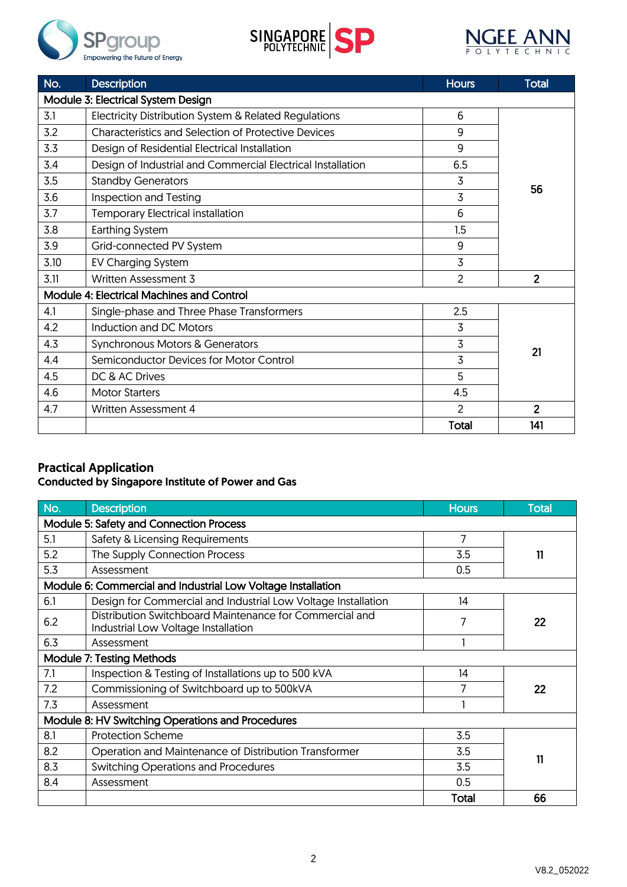| No. | Description | Hours | Total |
|---|---|---|---|
| Module 3: Electrical System Design | | | |
| 3.1 | Electricity Distribution System & Related Regulations | 6 | 56 |
| 3.2 | Characteristics and Selection of Protective Devices | 9 | |
| 3.3 | Design of Residential Electrical Installation | 9 | |
| 3.4 | Design of Industrial and Commercial Electrical Installation | 6.5 | |
| 3.5 | Standby Generators | 3 | |
| 3.6 | Inspection and Testing | 3 | |
| 3.7 | Temporary Electrical installation | 6 | |
| 3.8 | Earthing System | 1.5 | |
| 3.9 | Grid-connected PV System | 9 | |
| 3.10 | EV Charging System | 3 | |
| 3.11 | Written Assessment 3 | 2 | **2** |
| Module 4: Electrical Machines and Control | | | |
| 4.1 | Single-phase and Three Phase Transformers | 2.5 | 21 |
| 4.2 | Induction and DC Motors | 3 | |
| 4.3 | Synchronous Motors & Generators | 3 | |
| 4.4 | Semiconductor Devices for Motor Control | 3 | |
| 4.5 | DC & AC Drives | 5 | |
| 4.6 | Motor Starters | 4.5 | |
| 4.7 | Written Assessment 4 | 2 | **2** |
| | | **Total** | **141** |

## Practical Application

**Conducted by Singapore Institute of Power and Gas**

| No. | Description | Hours | Total |
|---|---|---|---|
| Module 5: Safety and Connection Process | | | |
| 5.1 | Safety & Licensing Requirements | 7 | **11** |
| 5.2 | The Supply Connection Process | 3.5 | |
| 5.3 | Assessment | 0.5 | |
| Module 6: Commercial and Industrial Low Voltage Installation | | | |
| 6.1 | Design for Commercial and Industrial Low Voltage Installation | 14 | **22** |
| 6.2 | Distribution Switchboard Maintenance for Commercial and Industrial Low Voltage Installation | 7 | |
| 6.3 | Assessment | 1 | |
| Module 7: Testing Methods | | | |
| 7.1 | Inspection & Testing of Installations up to 500 kVA | 14 | **22** |
| 7.2 | Commissioning of Switchboard up to 500kVA | 7 | |
| 7.3 | Assessment | 1 | |
| Module 8: HV Switching Operations and Procedures | | | |
| 8.1 | Protection Scheme | 3.5 | **11** |
| 8.2 | Operation and Maintenance of Distribution Transformer | 3.5 | |
| 8.3 | Switching Operations and Procedures | 3.5 | |
| 8.4 | Assessment | 0.5 | |
| | | **Total** | **66** |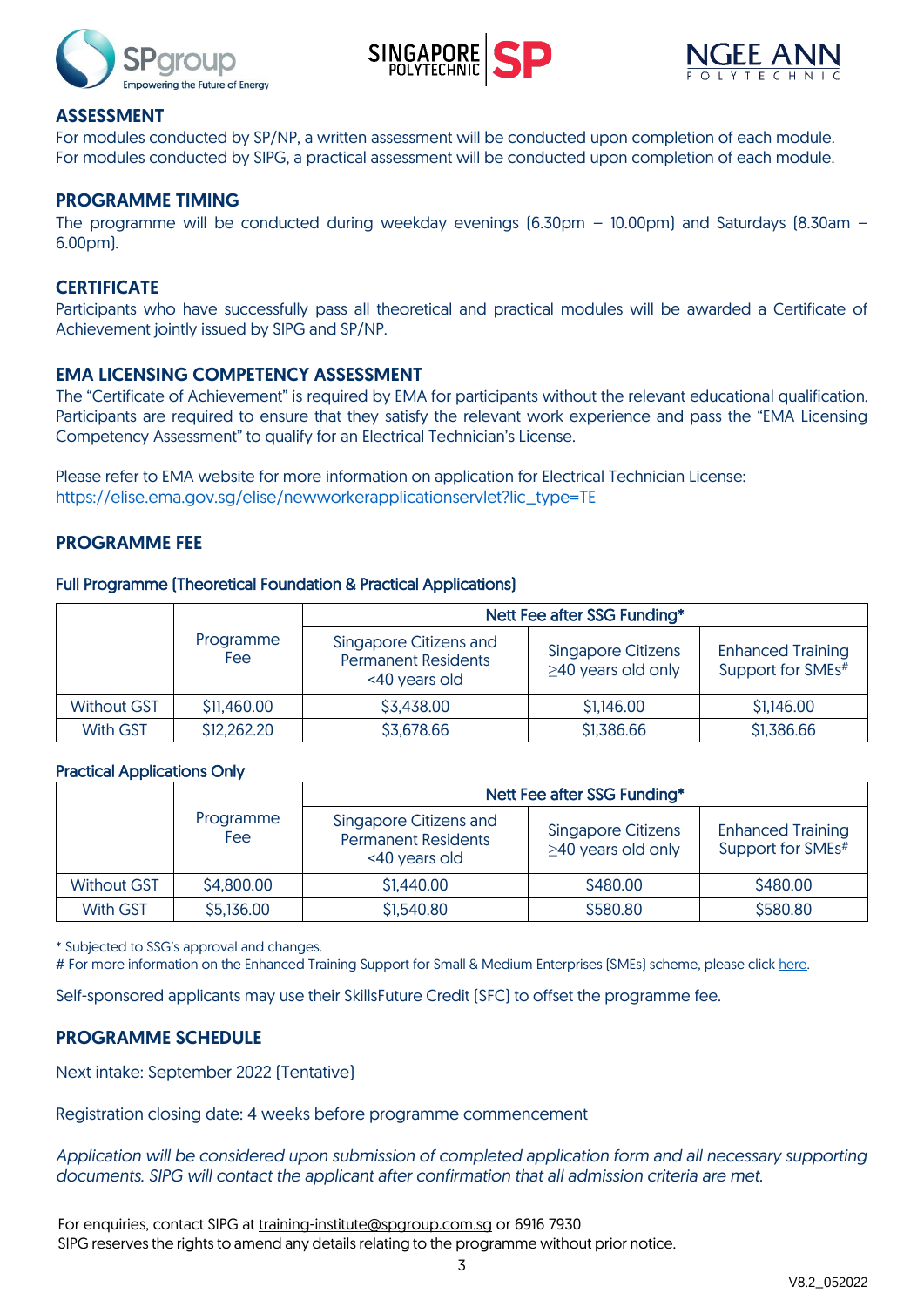## ASSESSMENT

For modules conducted by SP/NP, a written assessment will be conducted upon completion of each module.
For modules conducted by SIPG, a practical assessment will be conducted upon completion of each module.

## PROGRAMME TIMING

The programme will be conducted during weekday evenings (6.30pm – 10.00pm) and Saturdays (8.30am – 6.00pm).

## CERTIFICATE

Participants who have successfully pass all theoretical and practical modules will be awarded a Certificate of Achievement jointly issued by SIPG and SP/NP.

## EMA LICENSING COMPETENCY ASSESSMENT

The "Certificate of Achievement" is required by EMA for participants without the relevant educational qualification. Participants are required to ensure that they satisfy the relevant work experience and pass the "EMA Licensing Competency Assessment" to qualify for an Electrical Technician's License.

Please refer to EMA website for more information on application for Electrical Technician License:
https://elise.ema.gov.sg/elise/newworkerapplicationservlet?lic_type=TE

## PROGRAMME FEE

### Full Programme (Theoretical Foundation & Practical Applications)

| | Programme Fee | Nett Fee after SSG Funding* | | |
|---|---|---|---|---|
| | | Singapore Citizens and Permanent Residents <40 years old | Singapore Citizens ≥40 years old only | Enhanced Training Support for SMEs# |
| Without GST | $11,460.00 | $3,438.00 | $1,146.00 | $1,146.00 |
| With GST | $12,262.20 | $3,678.66 | $1,386.66 | $1,386.66 |

### Practical Applications Only

| | Programme Fee | Nett Fee after SSG Funding* | | |
|---|---|---|---|---|
| | | Singapore Citizens and Permanent Residents <40 years old | Singapore Citizens ≥40 years old only | Enhanced Training Support for SMEs# |
| Without GST | $4,800.00 | $1,440.00 | $480.00 | $480.00 |
| With GST | $5,136.00 | $1,540.80 | $580.80 | $580.80 |

\* Subjected to SSG's approval and changes.
# For more information on the Enhanced Training Support for Small & Medium Enterprises (SMEs) scheme, please click here.

Self-sponsored applicants may use their SkillsFuture Credit (SFC) to offset the programme fee.

## PROGRAMME SCHEDULE

Next intake: September 2022 (Tentative)

Registration closing date: 4 weeks before programme commencement

*Application will be considered upon submission of completed application form and all necessary supporting documents. SIPG will contact the applicant after confirmation that all admission criteria are met.*

For enquiries, contact SIPG at training-institute@spgroup.com.sg or 6916 7930
SIPG reserves the rights to amend any details relating to the programme without prior notice.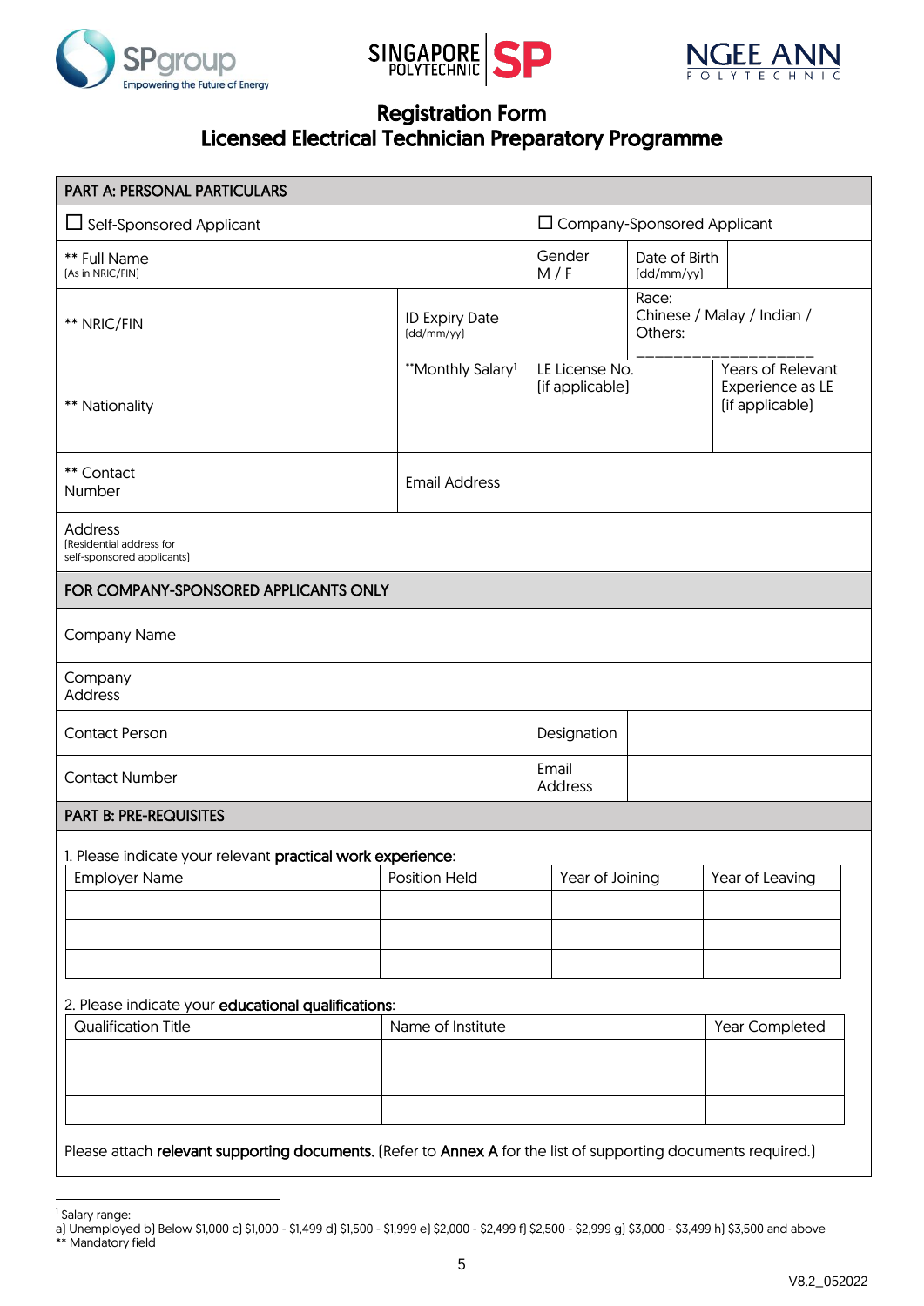SPgroup — Empowering the Future of Energy | SINGAPORE POLYTECHNIC SP | NGEE ANN POLYTECHNIC

# Registration Form
# Licensed Electrical Technician Preparatory Programme

| PART A: PERSONAL PARTICULARS | | | | | |
|---|---|---|---|---|---|
| ☐ Self-Sponsored Applicant | | | ☐ Company-Sponsored Applicant | | |
| ** Full Name (As in NRIC/FIN) | | | Gender M / F | Date of Birth (dd/mm/yy) | |
| ** NRIC/FIN | | ID Expiry Date (dd/mm/yy) | | Race: Chinese / Malay / Indian / Others: ___________________ | |
| ** Nationality | | **Monthly Salary[1] | LE License No. (if applicable) | | Years of Relevant Experience as LE (if applicable) |
| ** Contact Number | | Email Address | | | |
| Address (Residential address for self-sponsored applicants) | | | | | |
| **FOR COMPANY-SPONSORED APPLICANTS ONLY** | | | | | |
| Company Name | | | | | |
| Company Address | | | | | |
| Contact Person | | | Designation | | |
| Contact Number | | | Email Address | | |

## PART B: PRE-REQUISITES

1. Please indicate your relevant **practical work experience**:

| Employer Name | Position Held | Year of Joining | Year of Leaving |
|---|---|---|---|
| | | | |
| | | | |
| | | | |

2. Please indicate your **educational qualifications**:

| Qualification Title | Name of Institute | Year Completed |
|---|---|---|
| | | |
| | | |
| | | |

Please attach **relevant supporting documents.** (Refer to **Annex A** for the list of supporting documents required.)

---

[1] Salary range:
a) Unemployed b) Below $1,000 c) $1,000 - $1,499 d) $1,500 - $1,999 e) $2,000 - $2,499 f) $2,500 - $2,999 g) $3,000 - $3,499 h) $3,500 and above

** Mandatory field

V8.2_052022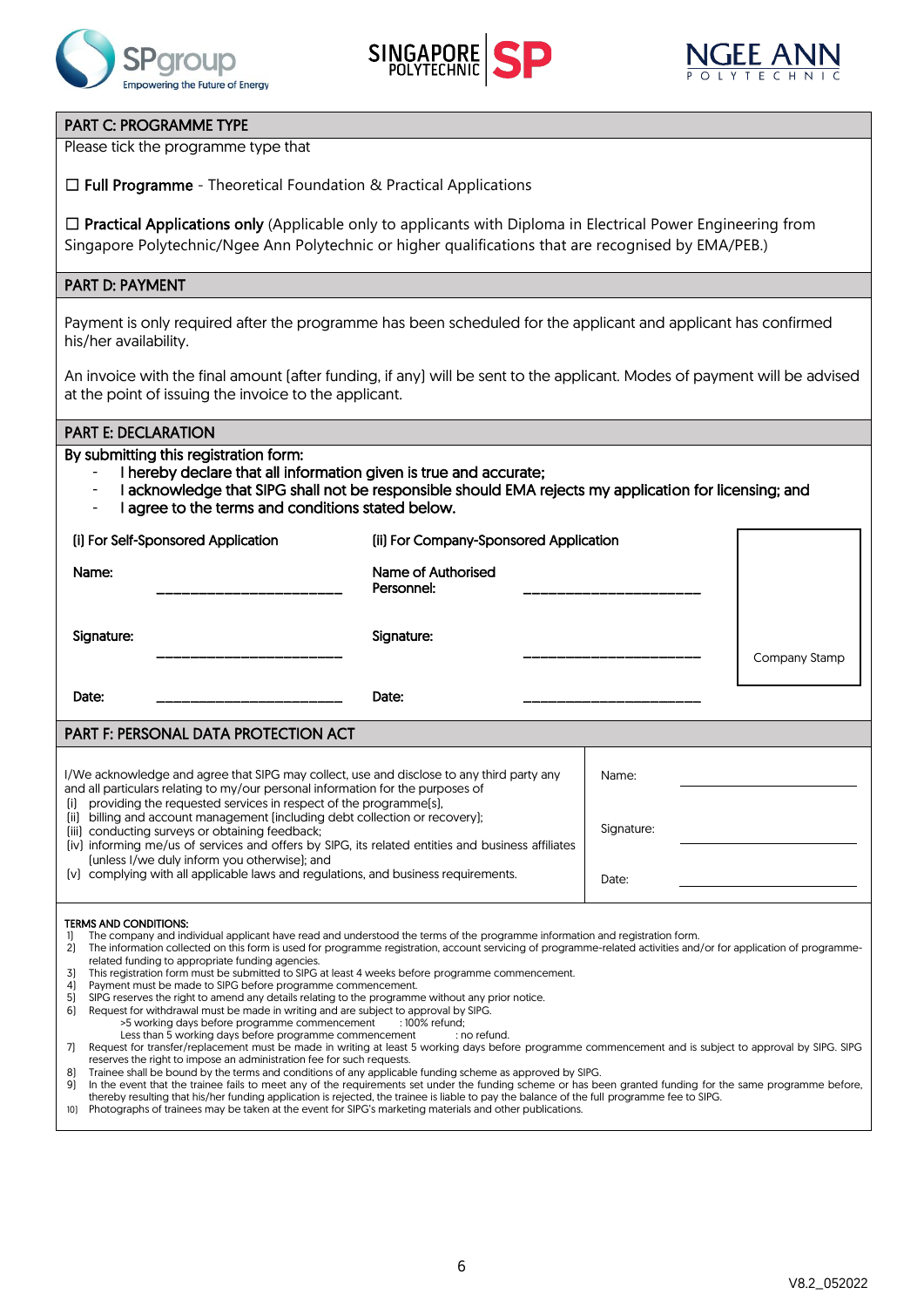## PART C: PROGRAMME TYPE

Please tick the programme type that

☐ **Full Programme** - Theoretical Foundation & Practical Applications

☐ **Practical Applications only** (Applicable only to applicants with Diploma in Electrical Power Engineering from Singapore Polytechnic/Ngee Ann Polytechnic or higher qualifications that are recognised by EMA/PEB.)

## PART D: PAYMENT

Payment is only required after the programme has been scheduled for the applicant and applicant has confirmed his/her availability.

An invoice with the final amount (after funding, if any) will be sent to the applicant. Modes of payment will be advised at the point of issuing the invoice to the applicant.

## PART E: DECLARATION

By submitting this registration form:

- I hereby declare that all information given is true and accurate;
- I acknowledge that SIPG shall not be responsible should EMA rejects my application for licensing; and
- I agree to the terms and conditions stated below.

| (i) For Self-Sponsored Application | | (ii) For Company-Sponsored Application | | |
|---|---|---|---|---|
| Name: | ______________________ | Name of Authorised Personnel: | ______________________ | Company Stamp |
| Signature: | ______________________ | Signature: | ______________________ | |
| Date: | ______________________ | Date: | ______________________ | |

## PART F: PERSONAL DATA PROTECTION ACT

I/We acknowledge and agree that SIPG may collect, use and disclose to any third party any and all particulars relating to my/our personal information for the purposes of

(i) providing the requested services in respect of the programme(s),
(ii) billing and account management (including debt collection or recovery);
(iii) conducting surveys or obtaining feedback;
(iv) informing me/us of services and offers by SIPG, its related entities and business affiliates (unless I/we duly inform you otherwise); and
(v) complying with all applicable laws and regulations, and business requirements.

Name: ______________________

Signature: ______________________

Date: ______________________

**TERMS AND CONDITIONS:**

1) The company and individual applicant have read and understood the terms of the programme information and registration form.
2) The information collected on this form is used for programme registration, account servicing of programme-related activities and/or for application of programme-related funding to appropriate funding agencies.
3) This registration form must be submitted to SIPG at least 4 weeks before programme commencement.
4) Payment must be made to SIPG before programme commencement.
5) SIPG reserves the right to amend any details relating to the programme without any prior notice.
6) Request for withdrawal must be made in writing and are subject to approval by SIPG.
   - >5 working days before programme commencement : 100% refund;
   - Less than 5 working days before programme commencement : no refund.
7) Request for transfer/replacement must be made in writing at least 5 working days before programme commencement and is subject to approval by SIPG. SIPG reserves the right to impose an administration fee for such requests.
8) Trainee shall be bound by the terms and conditions of any applicable funding scheme as approved by SIPG.
9) In the event that the trainee fails to meet any of the requirements set under the funding scheme or has been granted funding for the same programme before, thereby resulting that his/her funding application is rejected, the trainee is liable to pay the balance of the full programme fee to SIPG.
10) Photographs of trainees may be taken at the event for SIPG's marketing materials and other publications.

V8.2_052022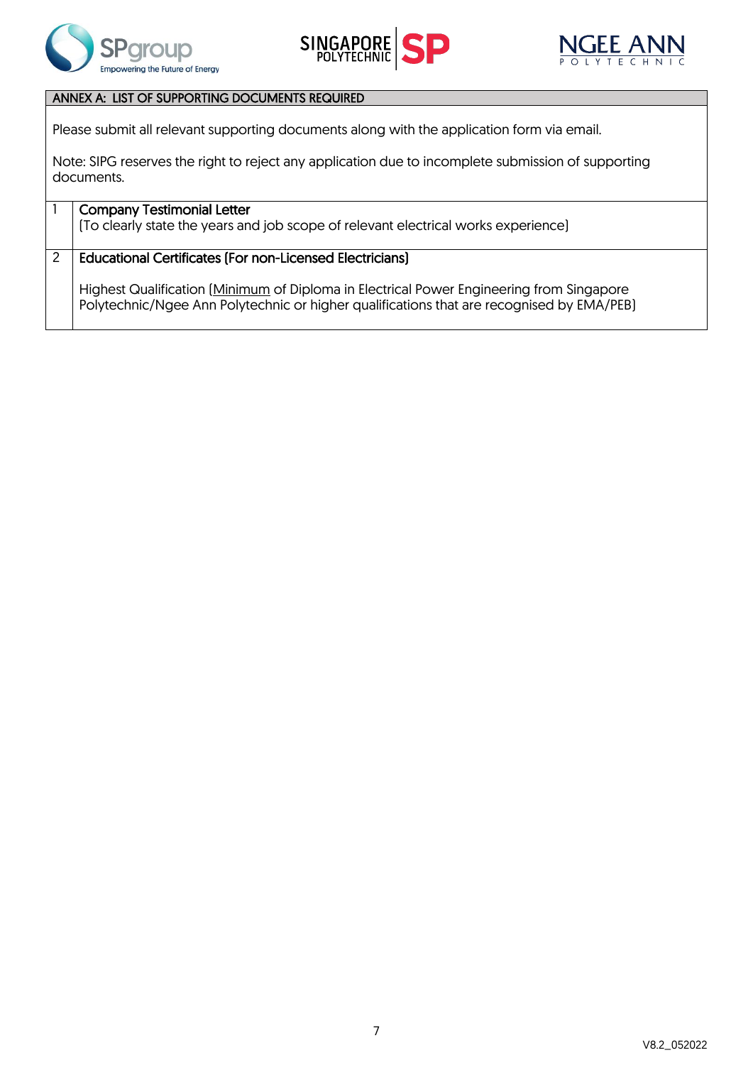## ANNEX A: LIST OF SUPPORTING DOCUMENTS REQUIRED

Please submit all relevant supporting documents along with the application form via email.

Note: SIPG reserves the right to reject any application due to incomplete submission of supporting documents.

| | |
|---|---|
| 1 | **Company Testimonial Letter**<br>(To clearly state the years and job scope of relevant electrical works experience) |
| 2 | **Educational Certificates (For non-Licensed Electricians)**<br><br>Highest Qualification (Minimum of Diploma in Electrical Power Engineering from Singapore Polytechnic/Ngee Ann Polytechnic or higher qualifications that are recognised by EMA/PEB) |

V8.2_052022